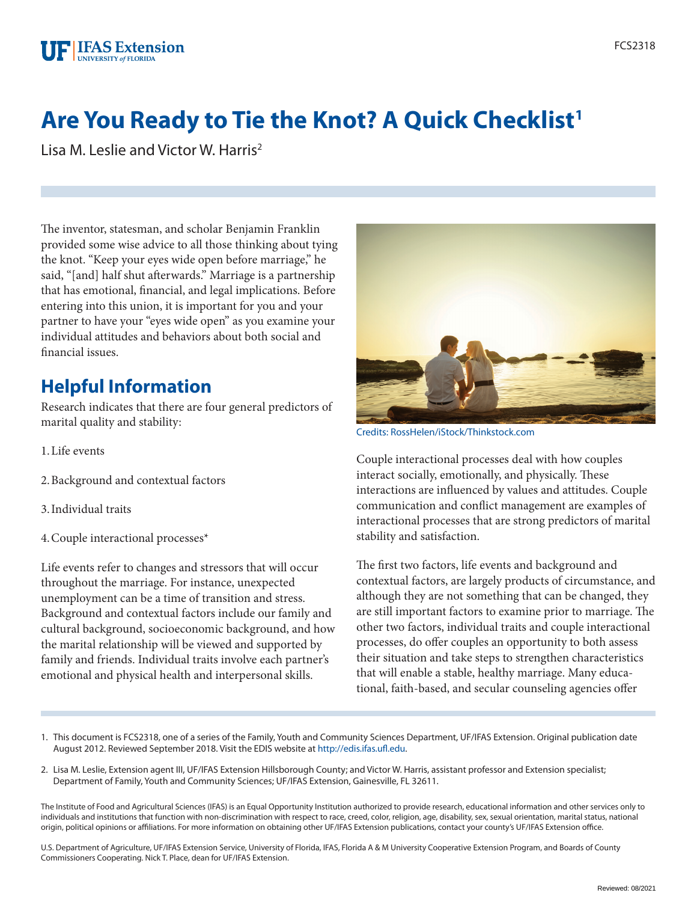# Are You Ready to Tie the Knot? A Quick Checklist[1]

Lisa M. Leslie and Victor W. Harris[2]

The inventor, statesman, and scholar Benjamin Franklin provided some wise advice to all those thinking about tying the knot. "Keep your eyes wide open before marriage," he said, "[and] half shut afterwards." Marriage is a partnership that has emotional, financial, and legal implications. Before entering into this union, it is important for you and your partner to have your "eyes wide open" as you examine your individual attitudes and behaviors about both social and financial issues.

## Helpful Information

Research indicates that there are four general predictors of marital quality and stability:

1. Life events
2. Background and contextual factors
3. Individual traits
4. Couple interactional processes*

Life events refer to changes and stressors that will occur throughout the marriage. For instance, unexpected unemployment can be a time of transition and stress. Background and contextual factors include our family and cultural background, socioeconomic background, and how the marital relationship will be viewed and supported by family and friends. Individual traits involve each partner's emotional and physical health and interpersonal skills.

Credits: RossHelen/iStock/Thinkstock.com

Couple interactional processes deal with how couples interact socially, emotionally, and physically. These interactions are influenced by values and attitudes. Couple communication and conflict management are examples of interactional processes that are strong predictors of marital stability and satisfaction.

The first two factors, life events and background and contextual factors, are largely products of circumstance, and although they are not something that can be changed, they are still important factors to examine prior to marriage. The other two factors, individual traits and couple interactional processes, do offer couples an opportunity to both assess their situation and take steps to strengthen characteristics that will enable a stable, healthy marriage. Many educational, faith-based, and secular counseling agencies offer

1. This document is FCS2318, one of a series of the Family, Youth and Community Sciences Department, UF/IFAS Extension. Original publication date August 2012. Reviewed September 2018. Visit the EDIS website at http://edis.ifas.ufl.edu.

2. Lisa M. Leslie, Extension agent III, UF/IFAS Extension Hillsborough County; and Victor W. Harris, assistant professor and Extension specialist; Department of Family, Youth and Community Sciences; UF/IFAS Extension, Gainesville, FL 32611.

The Institute of Food and Agricultural Sciences (IFAS) is an Equal Opportunity Institution authorized to provide research, educational information and other services only to individuals and institutions that function with non-discrimination with respect to race, creed, color, religion, age, disability, sex, sexual orientation, marital status, national origin, political opinions or affiliations. For more information on obtaining other UF/IFAS Extension publications, contact your county's UF/IFAS Extension office.

U.S. Department of Agriculture, UF/IFAS Extension Service, University of Florida, IFAS, Florida A & M University Cooperative Extension Program, and Boards of County Commissioners Cooperating. Nick T. Place, dean for UF/IFAS Extension.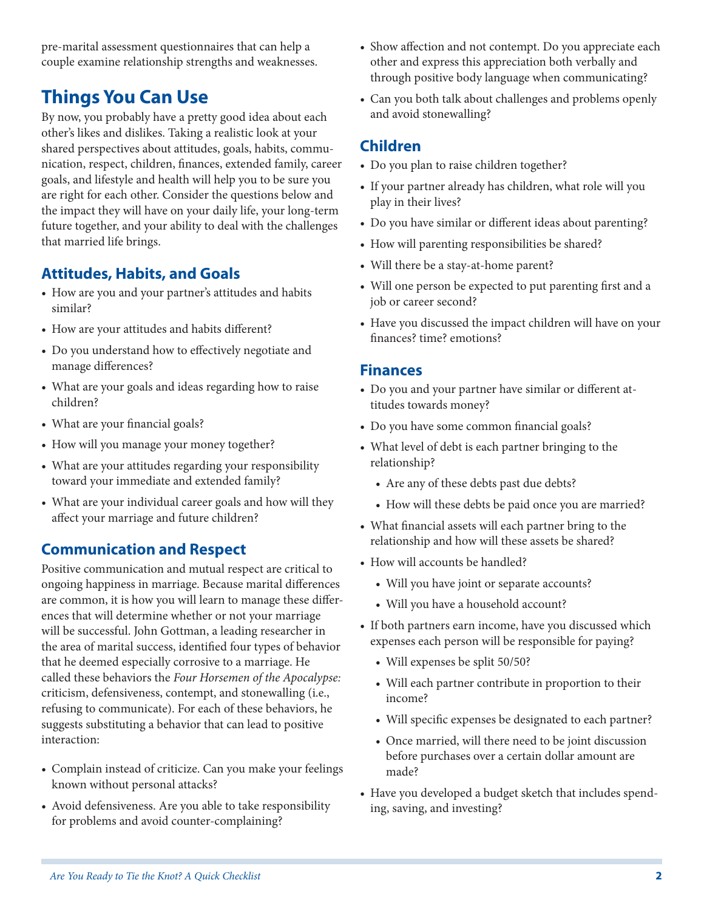pre-marital assessment questionnaires that can help a couple examine relationship strengths and weaknesses.

## Things You Can Use

By now, you probably have a pretty good idea about each other's likes and dislikes. Taking a realistic look at your shared perspectives about attitudes, goals, habits, communication, respect, children, finances, extended family, career goals, and lifestyle and health will help you to be sure you are right for each other. Consider the questions below and the impact they will have on your daily life, your long-term future together, and your ability to deal with the challenges that married life brings.

### Attitudes, Habits, and Goals

- How are you and your partner's attitudes and habits similar?
- How are your attitudes and habits different?
- Do you understand how to effectively negotiate and manage differences?
- What are your goals and ideas regarding how to raise children?
- What are your financial goals?
- How will you manage your money together?
- What are your attitudes regarding your responsibility toward your immediate and extended family?
- What are your individual career goals and how will they affect your marriage and future children?

### Communication and Respect

Positive communication and mutual respect are critical to ongoing happiness in marriage. Because marital differences are common, it is how you will learn to manage these differences that will determine whether or not your marriage will be successful. John Gottman, a leading researcher in the area of marital success, identified four types of behavior that he deemed especially corrosive to a marriage. He called these behaviors the *Four Horsemen of the Apocalypse:* criticism, defensiveness, contempt, and stonewalling (i.e., refusing to communicate). For each of these behaviors, he suggests substituting a behavior that can lead to positive interaction:

- Complain instead of criticize. Can you make your feelings known without personal attacks?
- Avoid defensiveness. Are you able to take responsibility for problems and avoid counter-complaining?
- Show affection and not contempt. Do you appreciate each other and express this appreciation both verbally and through positive body language when communicating?
- Can you both talk about challenges and problems openly and avoid stonewalling?

### Children

- Do you plan to raise children together?
- If your partner already has children, what role will you play in their lives?
- Do you have similar or different ideas about parenting?
- How will parenting responsibilities be shared?
- Will there be a stay-at-home parent?
- Will one person be expected to put parenting first and a job or career second?
- Have you discussed the impact children will have on your finances? time? emotions?

### Finances

- Do you and your partner have similar or different attitudes towards money?
- Do you have some common financial goals?
- What level of debt is each partner bringing to the relationship?
  - Are any of these debts past due debts?
  - How will these debts be paid once you are married?
- What financial assets will each partner bring to the relationship and how will these assets be shared?
- How will accounts be handled?
  - Will you have joint or separate accounts?
  - Will you have a household account?
- If both partners earn income, have you discussed which expenses each person will be responsible for paying?
  - Will expenses be split 50/50?
  - Will each partner contribute in proportion to their income?
  - Will specific expenses be designated to each partner?
  - Once married, will there need to be joint discussion before purchases over a certain dollar amount are made?
- Have you developed a budget sketch that includes spending, saving, and investing?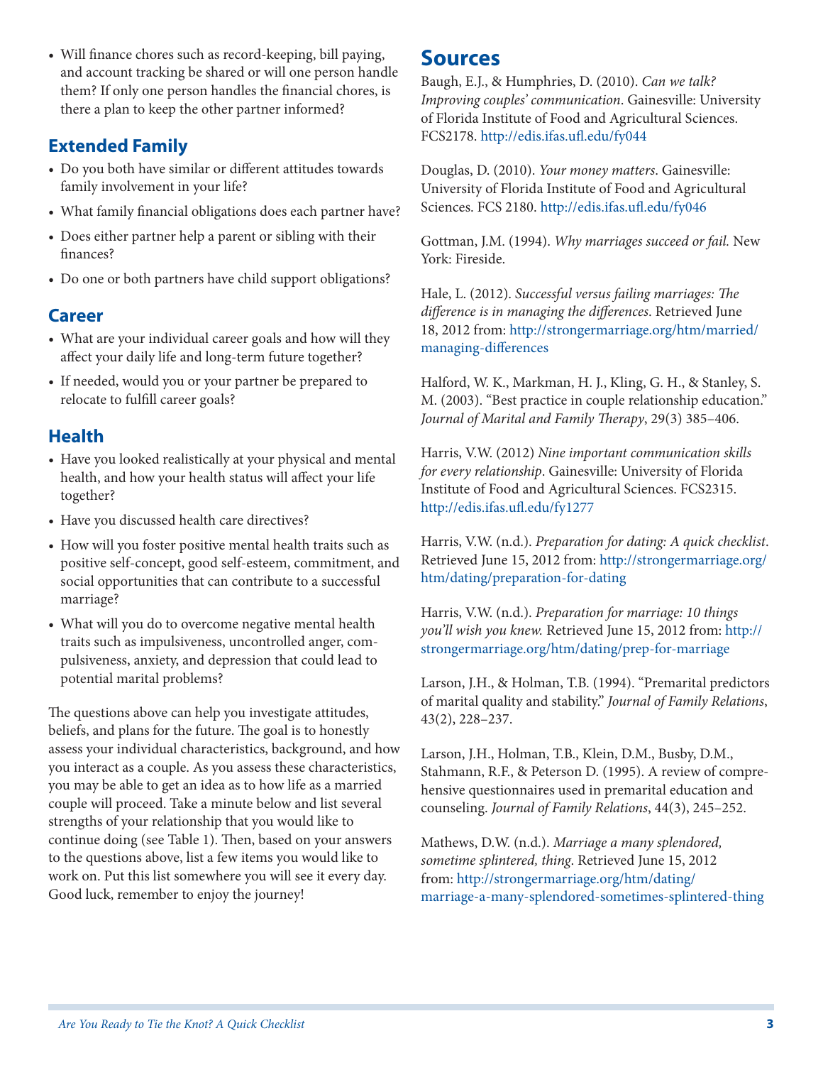- Will finance chores such as record-keeping, bill paying, and account tracking be shared or will one person handle them? If only one person handles the financial chores, is there a plan to keep the other partner informed?

## Extended Family

- Do you both have similar or different attitudes towards family involvement in your life?
- What family financial obligations does each partner have?
- Does either partner help a parent or sibling with their finances?
- Do one or both partners have child support obligations?

## Career

- What are your individual career goals and how will they affect your daily life and long-term future together?
- If needed, would you or your partner be prepared to relocate to fulfill career goals?

## Health

- Have you looked realistically at your physical and mental health, and how your health status will affect your life together?
- Have you discussed health care directives?
- How will you foster positive mental health traits such as positive self-concept, good self-esteem, commitment, and social opportunities that can contribute to a successful marriage?
- What will you do to overcome negative mental health traits such as impulsiveness, uncontrolled anger, compulsiveness, anxiety, and depression that could lead to potential marital problems?

The questions above can help you investigate attitudes, beliefs, and plans for the future. The goal is to honestly assess your individual characteristics, background, and how you interact as a couple. As you assess these characteristics, you may be able to get an idea as to how life as a married couple will proceed. Take a minute below and list several strengths of your relationship that you would like to continue doing (see Table 1). Then, based on your answers to the questions above, list a few items you would like to work on. Put this list somewhere you will see it every day. Good luck, remember to enjoy the journey!

# Sources

Baugh, E.J., & Humphries, D. (2010). *Can we talk? Improving couples' communication*. Gainesville: University of Florida Institute of Food and Agricultural Sciences. FCS2178. http://edis.ifas.ufl.edu/fy044

Douglas, D. (2010). *Your money matters*. Gainesville: University of Florida Institute of Food and Agricultural Sciences. FCS 2180. http://edis.ifas.ufl.edu/fy046

Gottman, J.M. (1994). *Why marriages succeed or fail.* New York: Fireside.

Hale, L. (2012). *Successful versus failing marriages: The difference is in managing the differences*. Retrieved June 18, 2012 from: http://strongermarriage.org/htm/married/managing-differences

Halford, W. K., Markman, H. J., Kling, G. H., & Stanley, S. M. (2003). "Best practice in couple relationship education." *Journal of Marital and Family Therapy*, 29(3) 385–406.

Harris, V.W. (2012) *Nine important communication skills for every relationship*. Gainesville: University of Florida Institute of Food and Agricultural Sciences. FCS2315. http://edis.ifas.ufl.edu/fy1277

Harris, V.W. (n.d.). *Preparation for dating: A quick checklist*. Retrieved June 15, 2012 from: http://strongermarriage.org/htm/dating/preparation-for-dating

Harris, V.W. (n.d.). *Preparation for marriage: 10 things you'll wish you knew.* Retrieved June 15, 2012 from: http://strongermarriage.org/htm/dating/prep-for-marriage

Larson, J.H., & Holman, T.B. (1994). "Premarital predictors of marital quality and stability." *Journal of Family Relations*, 43(2), 228–237.

Larson, J.H., Holman, T.B., Klein, D.M., Busby, D.M., Stahmann, R.F., & Peterson D. (1995). A review of comprehensive questionnaires used in premarital education and counseling. *Journal of Family Relations*, 44(3), 245–252.

Mathews, D.W. (n.d.). *Marriage a many splendored, sometime splintered, thing*. Retrieved June 15, 2012 from: http://strongermarriage.org/htm/dating/marriage-a-many-splendored-sometimes-splintered-thing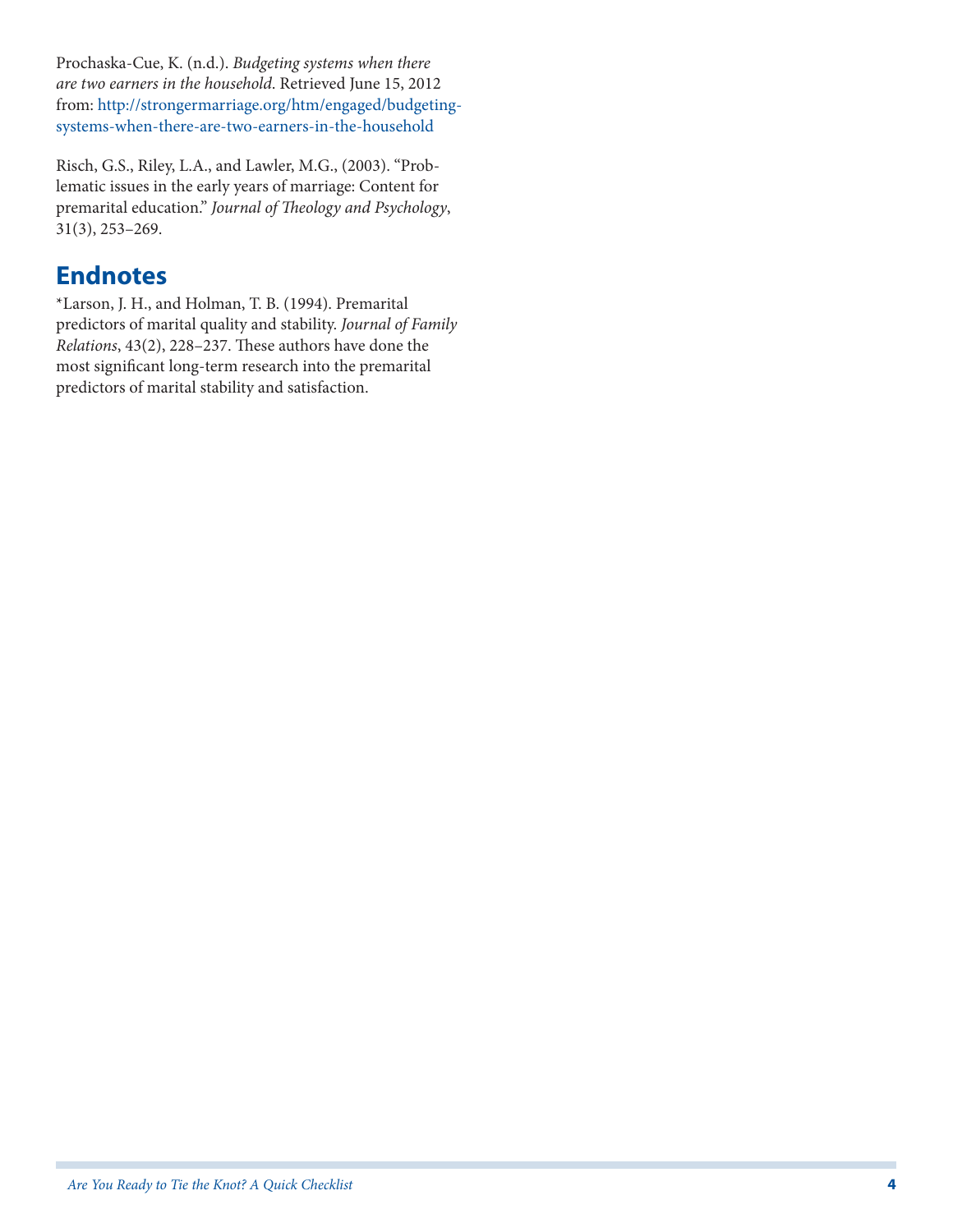Prochaska-Cue, K. (n.d.). *Budgeting systems when there are two earners in the household*. Retrieved June 15, 2012 from: http://strongermarriage.org/htm/engaged/budgeting-systems-when-there-are-two-earners-in-the-household

Risch, G.S., Riley, L.A., and Lawler, M.G., (2003). "Problematic issues in the early years of marriage: Content for premarital education." *Journal of Theology and Psychology*, 31(3), 253–269.

## Endnotes

*Larson, J. H., and Holman, T. B. (1994). Premarital predictors of marital quality and stability. *Journal of Family Relations*, 43(2), 228–237. These authors have done the most significant long-term research into the premarital predictors of marital stability and satisfaction.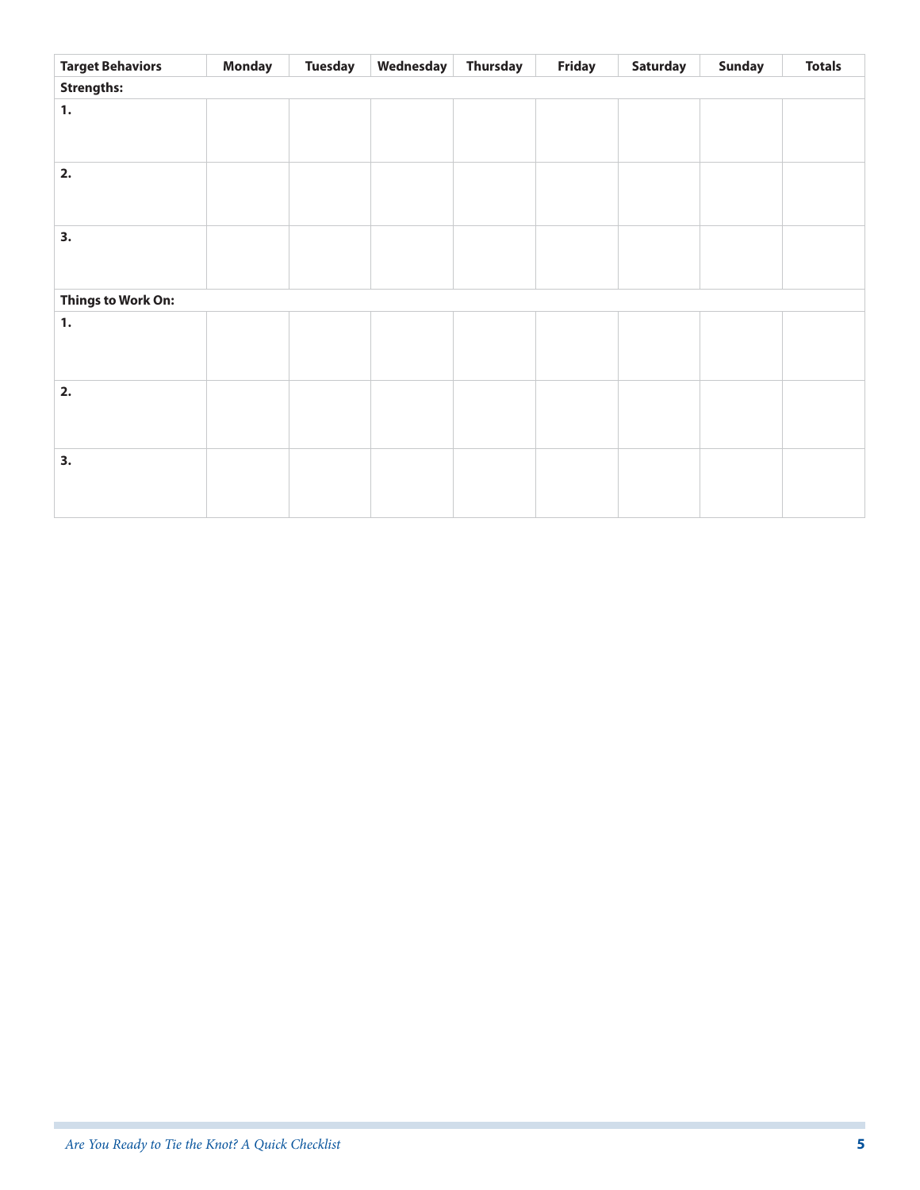| Target Behaviors | Monday | Tuesday | Wednesday | Thursday | Friday | Saturday | Sunday | Totals |
|---|---|---|---|---|---|---|---|---|
| **Strengths:** | | | | | | | | |
| **1.** | | | | | | | | |
| **2.** | | | | | | | | |
| **3.** | | | | | | | | |
| **Things to Work On:** | | | | | | | | |
| **1.** | | | | | | | | |
| **2.** | | | | | | | | |
| **3.** | | | | | | | | |